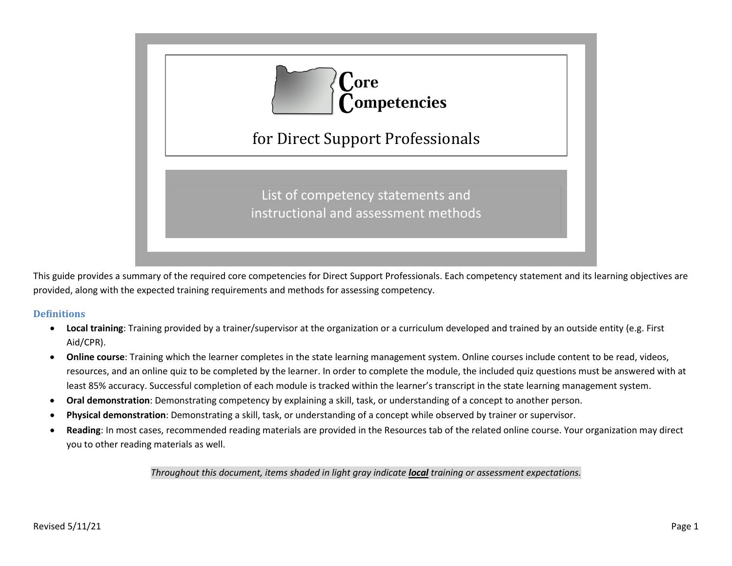# Core Competencies

## for Direct Support Professionals

List of competency statements and instructional and assessment methods

This guide provides a summary of the required core competencies for Direct Support Professionals. Each competency statement and its learning objectives are provided, along with the expected training requirements and methods for assessing competency.

### Definitions

- **Local training**: Training provided by a trainer/supervisor at the organization or a curriculum developed and trained by an outside entity (e.g. First Aid/CPR).
- **Online course**: Training which the learner completes in the state learning management system. Online courses include content to be read, videos, resources, and an online quiz to be completed by the learner. In order to complete the module, the included quiz questions must be answered with at least 85% accuracy. Successful completion of each module is tracked within the learner's transcript in the state learning management system.
- **Oral demonstration**: Demonstrating competency by explaining a skill, task, or understanding of a concept to another person.
- **Physical demonstration**: Demonstrating a skill, task, or understanding of a concept while observed by trainer or supervisor.
- **Reading**: In most cases, recommended reading materials are provided in the Resources tab of the related online course. Your organization may direct you to other reading materials as well.

*Throughout this document, items shaded in light gray indicate **local** training or assessment expectations.*

Revised 5/11/21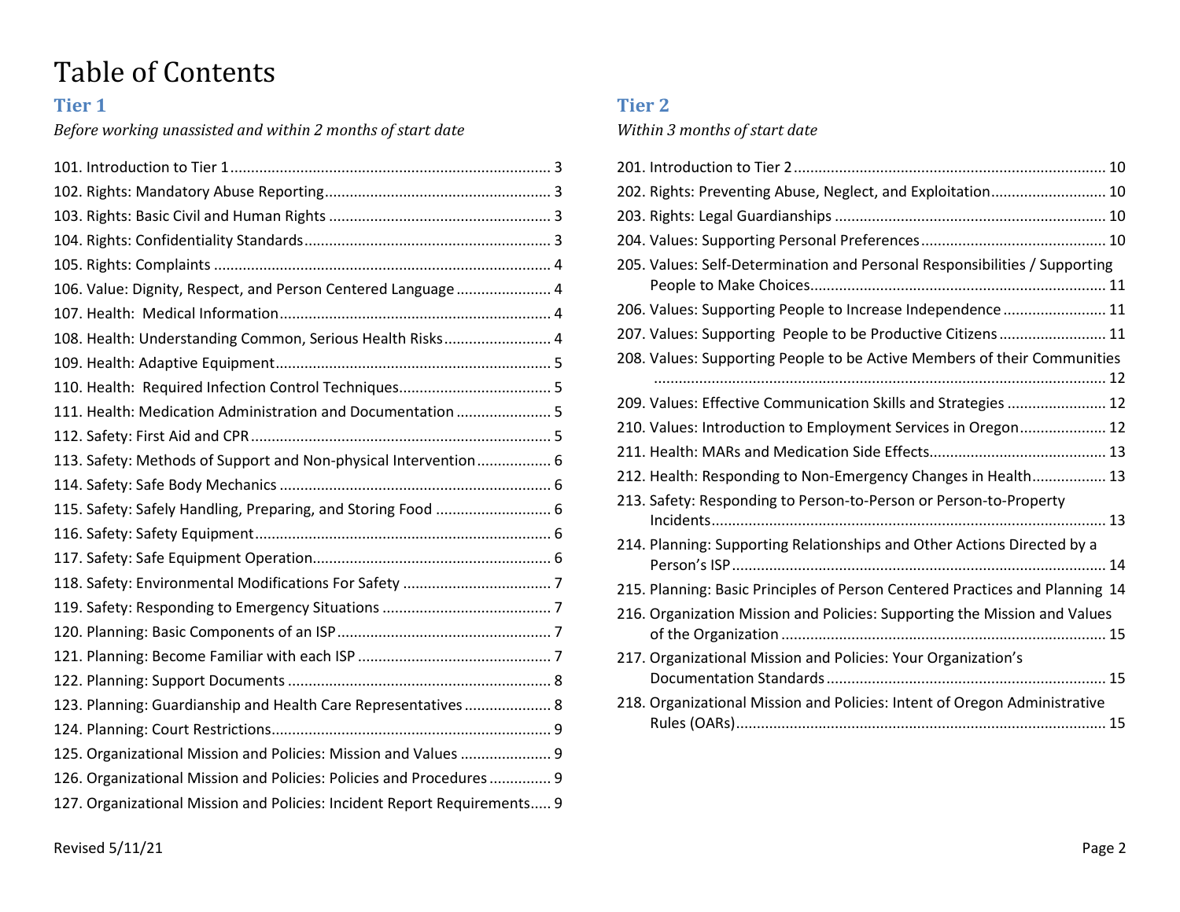# Table of Contents

## Tier 1

*Before working unassisted and within 2 months of start date*

101. Introduction to Tier 1 .......... 3
102. Rights: Mandatory Abuse Reporting .......... 3
103. Rights: Basic Civil and Human Rights .......... 3
104. Rights: Confidentiality Standards .......... 3
105. Rights: Complaints .......... 4
106. Value: Dignity, Respect, and Person Centered Language .......... 4
107. Health: Medical Information .......... 4
108. Health: Understanding Common, Serious Health Risks .......... 4
109. Health: Adaptive Equipment .......... 5
110. Health: Required Infection Control Techniques .......... 5
111. Health: Medication Administration and Documentation .......... 5
112. Safety: First Aid and CPR .......... 5
113. Safety: Methods of Support and Non-physical Intervention .......... 6
114. Safety: Safe Body Mechanics .......... 6
115. Safety: Safely Handling, Preparing, and Storing Food .......... 6
116. Safety: Safety Equipment .......... 6
117. Safety: Safe Equipment Operation .......... 6
118. Safety: Environmental Modifications For Safety .......... 7
119. Safety: Responding to Emergency Situations .......... 7
120. Planning: Basic Components of an ISP .......... 7
121. Planning: Become Familiar with each ISP .......... 7
122. Planning: Support Documents .......... 8
123. Planning: Guardianship and Health Care Representatives .......... 8
124. Planning: Court Restrictions .......... 9
125. Organizational Mission and Policies: Mission and Values .......... 9
126. Organizational Mission and Policies: Policies and Procedures .......... 9
127. Organizational Mission and Policies: Incident Report Requirements .......... 9

## Tier 2

*Within 3 months of start date*

201. Introduction to Tier 2 .......... 10
202. Rights: Preventing Abuse, Neglect, and Exploitation .......... 10
203. Rights: Legal Guardianships .......... 10
204. Values: Supporting Personal Preferences .......... 10
205. Values: Self-Determination and Personal Responsibilities / Supporting People to Make Choices .......... 11
206. Values: Supporting People to Increase Independence .......... 11
207. Values: Supporting People to be Productive Citizens .......... 11
208. Values: Supporting People to be Active Members of their Communities .......... 12
209. Values: Effective Communication Skills and Strategies .......... 12
210. Values: Introduction to Employment Services in Oregon .......... 12
211. Health: MARs and Medication Side Effects .......... 13
212. Health: Responding to Non-Emergency Changes in Health .......... 13
213. Safety: Responding to Person-to-Person or Person-to-Property Incidents .......... 13
214. Planning: Supporting Relationships and Other Actions Directed by a Person's ISP .......... 14
215. Planning: Basic Principles of Person Centered Practices and Planning .......... 14
216. Organization Mission and Policies: Supporting the Mission and Values of the Organization .......... 15
217. Organizational Mission and Policies: Your Organization's Documentation Standards .......... 15
218. Organizational Mission and Policies: Intent of Oregon Administrative Rules (OARs) .......... 15

Revised 5/11/21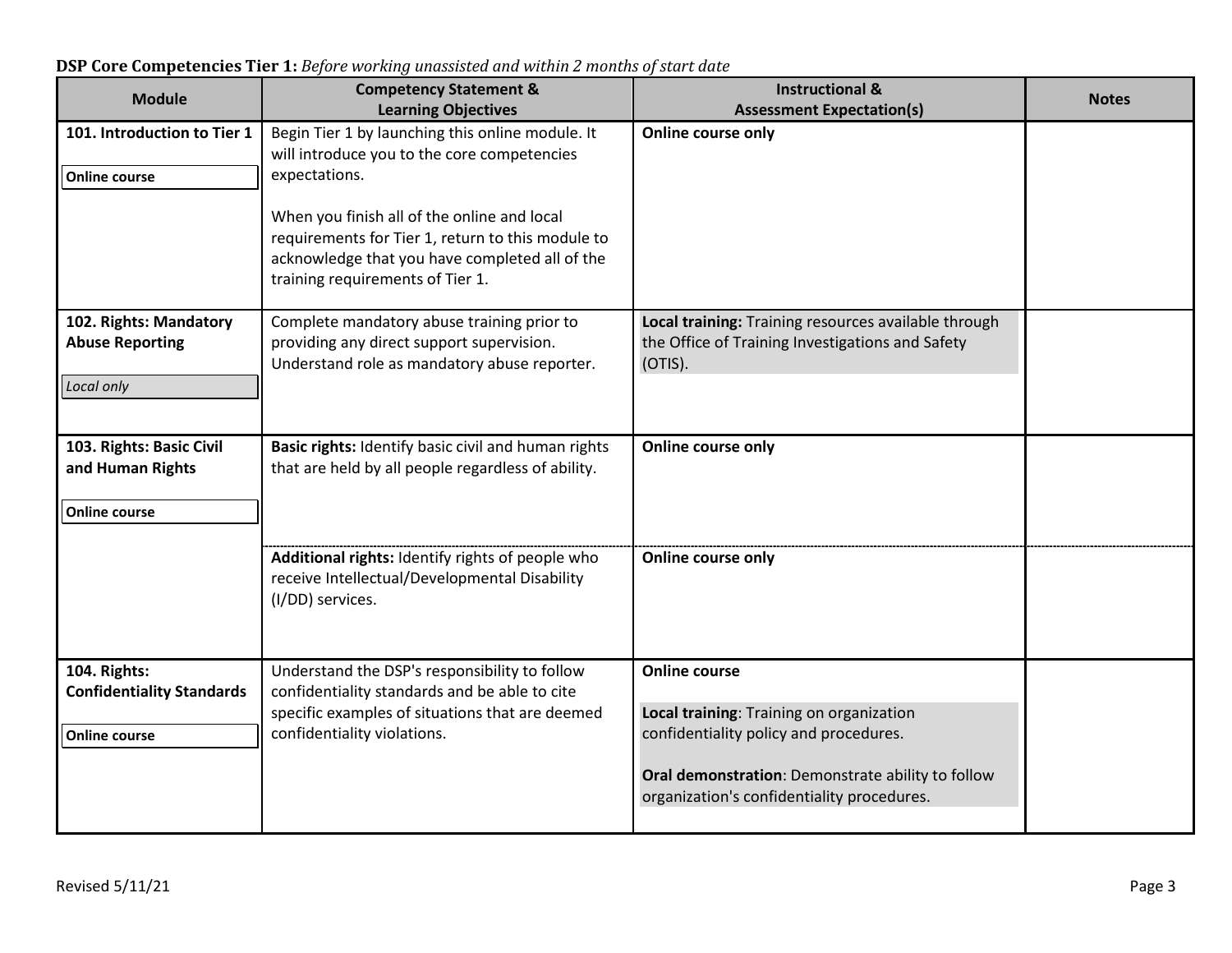**DSP Core Competencies Tier 1:** *Before working unassisted and within 2 months of start date*

| Module | Competency Statement & Learning Objectives | Instructional & Assessment Expectation(s) | Notes |
|---|---|---|---|
| **101. Introduction to Tier 1**<br><br>**Online course** | Begin Tier 1 by launching this online module. It will introduce you to the core competencies expectations.<br><br>When you finish all of the online and local requirements for Tier 1, return to this module to acknowledge that you have completed all of the training requirements of Tier 1. | **Online course only** | |
| **102. Rights: Mandatory Abuse Reporting**<br><br>*Local only* | Complete mandatory abuse training prior to providing any direct support supervision. Understand role as mandatory abuse reporter. | **Local training:** Training resources available through the Office of Training Investigations and Safety (OTIS). | |
| **103. Rights: Basic Civil and Human Rights**<br><br>**Online course** | **Basic rights:** Identify basic civil and human rights that are held by all people regardless of ability. | **Online course only** | |
| | **Additional rights:** Identify rights of people who receive Intellectual/Developmental Disability (I/DD) services. | **Online course only** | |
| **104. Rights: Confidentiality Standards**<br><br>**Online course** | Understand the DSP's responsibility to follow confidentiality standards and be able to cite specific examples of situations that are deemed confidentiality violations. | **Online course**<br><br>**Local training**: Training on organization confidentiality policy and procedures.<br><br>**Oral demonstration**: Demonstrate ability to follow organization's confidentiality procedures. | |

Revised 5/11/21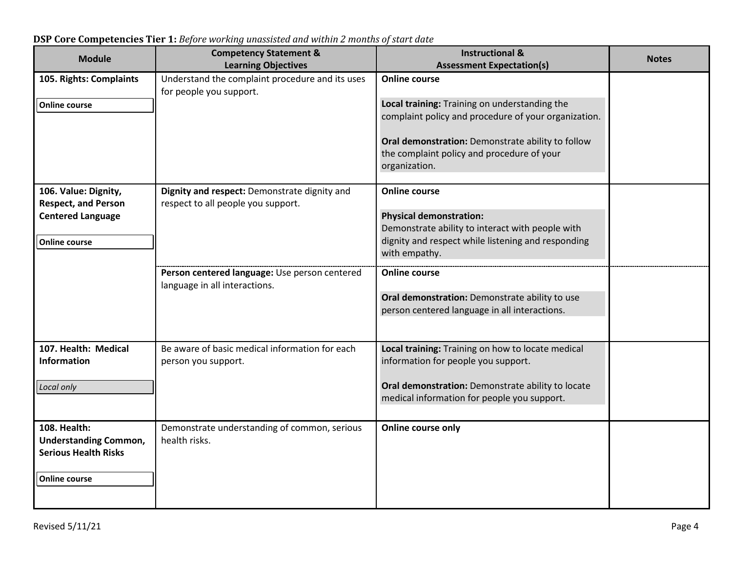**DSP Core Competencies Tier 1:** *Before working unassisted and within 2 months of start date*

| Module | Competency Statement & Learning Objectives | Instructional & Assessment Expectation(s) | Notes |
|---|---|---|---|
| **105. Rights: Complaints**<br><br>**Online course** | Understand the complaint procedure and its uses for people you support. | **Online course**<br><br>**Local training:** Training on understanding the complaint policy and procedure of your organization.<br><br>**Oral demonstration:** Demonstrate ability to follow the complaint policy and procedure of your organization. | |
| **106. Value: Dignity, Respect, and Person Centered Language**<br><br>**Online course** | **Dignity and respect:** Demonstrate dignity and respect to all people you support. | **Online course**<br><br>**Physical demonstration:** Demonstrate ability to interact with people with dignity and respect while listening and responding with empathy. | |
| | **Person centered language:** Use person centered language in all interactions. | **Online course**<br><br>**Oral demonstration:** Demonstrate ability to use person centered language in all interactions. | |
| **107. Health: Medical Information**<br><br>*Local only* | Be aware of basic medical information for each person you support. | **Local training:** Training on how to locate medical information for people you support.<br><br>**Oral demonstration:** Demonstrate ability to locate medical information for people you support. | |
| **108. Health: Understanding Common, Serious Health Risks**<br><br>**Online course** | Demonstrate understanding of common, serious health risks. | **Online course only** | |

Revised 5/11/21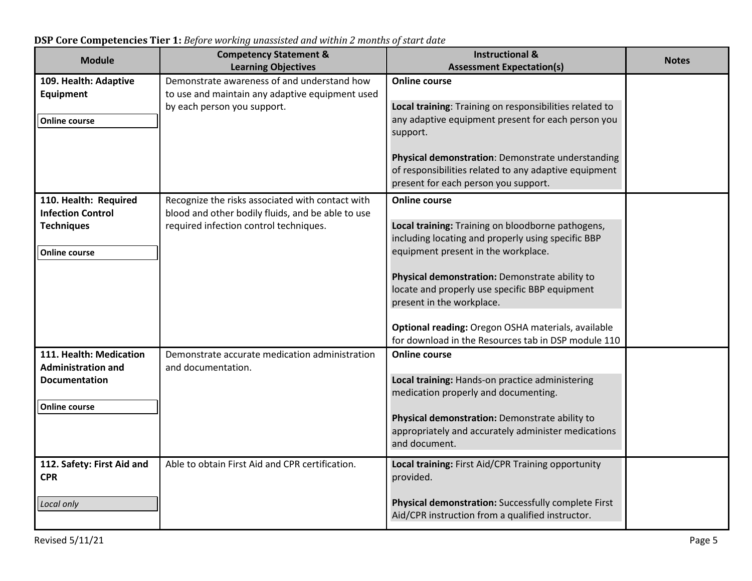**DSP Core Competencies Tier 1:** *Before working unassisted and within 2 months of start date*

| Module | Competency Statement & Learning Objectives | Instructional & Assessment Expectation(s) | Notes |
|---|---|---|---|
| **109. Health: Adaptive Equipment**<br><br>**Online course** | Demonstrate awareness of and understand how to use and maintain any adaptive equipment used by each person you support. | **Online course**<br><br>**Local training**: Training on responsibilities related to any adaptive equipment present for each person you support.<br><br>**Physical demonstration**: Demonstrate understanding of responsibilities related to any adaptive equipment present for each person you support. | |
| **110. Health: Required Infection Control Techniques**<br><br>**Online course** | Recognize the risks associated with contact with blood and other bodily fluids, and be able to use required infection control techniques. | **Online course**<br><br>**Local training:** Training on bloodborne pathogens, including locating and properly using specific BBP equipment present in the workplace.<br><br>**Physical demonstration:** Demonstrate ability to locate and properly use specific BBP equipment present in the workplace.<br><br>**Optional reading:** Oregon OSHA materials, available for download in the Resources tab in DSP module 110 | |
| **111. Health: Medication Administration and Documentation**<br><br>**Online course** | Demonstrate accurate medication administration and documentation. | **Online course**<br><br>**Local training:** Hands-on practice administering medication properly and documenting.<br><br>**Physical demonstration:** Demonstrate ability to appropriately and accurately administer medications and document. | |
| **112. Safety: First Aid and CPR**<br><br>*Local only* | Able to obtain First Aid and CPR certification. | **Local training:** First Aid/CPR Training opportunity provided.<br><br>**Physical demonstration:** Successfully complete First Aid/CPR instruction from a qualified instructor. | |

Revised 5/11/21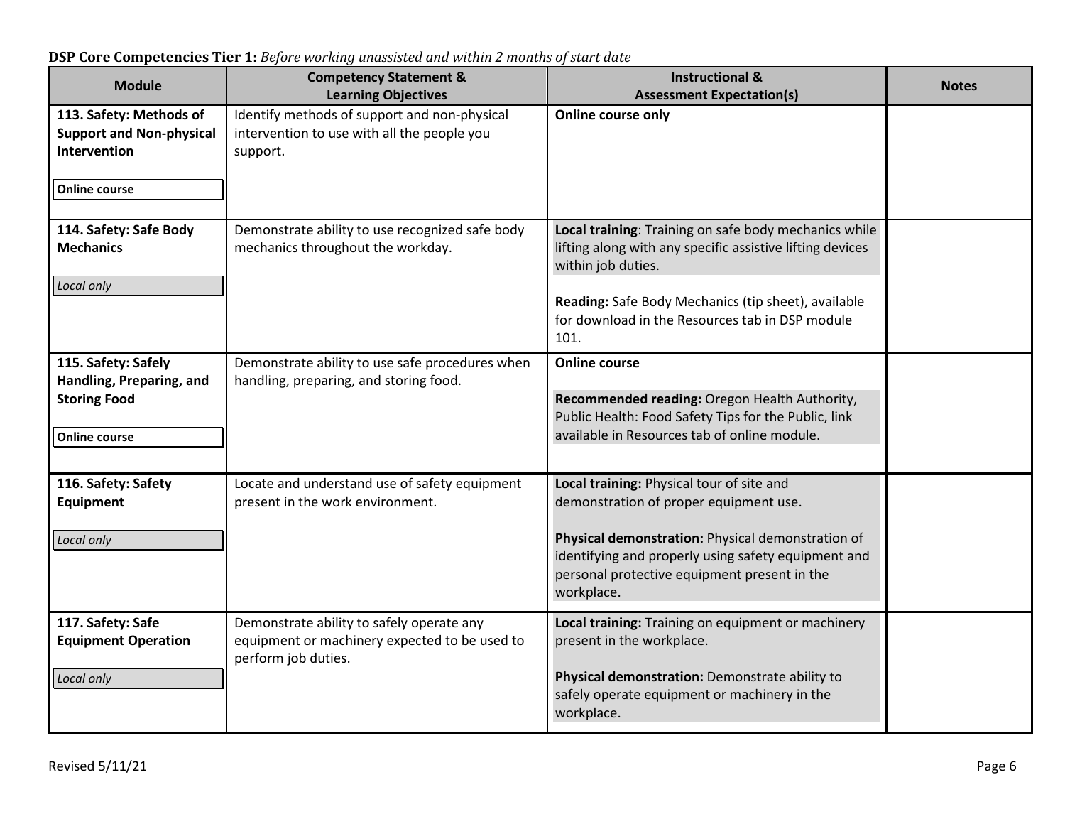**DSP Core Competencies Tier 1:** *Before working unassisted and within 2 months of start date*

| Module | Competency Statement & Learning Objectives | Instructional & Assessment Expectation(s) | Notes |
|---|---|---|---|
| **113. Safety: Methods of Support and Non-physical Intervention**<br><br>**Online course** | Identify methods of support and non-physical intervention to use with all the people you support. | **Online course only** | |
| **114. Safety: Safe Body Mechanics**<br><br>*Local only* | Demonstrate ability to use recognized safe body mechanics throughout the workday. | **Local training**: Training on safe body mechanics while lifting along with any specific assistive lifting devices within job duties.<br><br>**Reading:** Safe Body Mechanics (tip sheet), available for download in the Resources tab in DSP module 101. | |
| **115. Safety: Safely Handling, Preparing, and Storing Food**<br><br>**Online course** | Demonstrate ability to use safe procedures when handling, preparing, and storing food. | **Online course**<br><br>**Recommended reading:** Oregon Health Authority, Public Health: Food Safety Tips for the Public, link available in Resources tab of online module. | |
| **116. Safety: Safety Equipment**<br><br>*Local only* | Locate and understand use of safety equipment present in the work environment. | **Local training:** Physical tour of site and demonstration of proper equipment use.<br><br>**Physical demonstration:** Physical demonstration of identifying and properly using safety equipment and personal protective equipment present in the workplace. | |
| **117. Safety: Safe Equipment Operation**<br><br>*Local only* | Demonstrate ability to safely operate any equipment or machinery expected to be used to perform job duties. | **Local training:** Training on equipment or machinery present in the workplace.<br><br>**Physical demonstration:** Demonstrate ability to safely operate equipment or machinery in the workplace. | |

Revised 5/11/21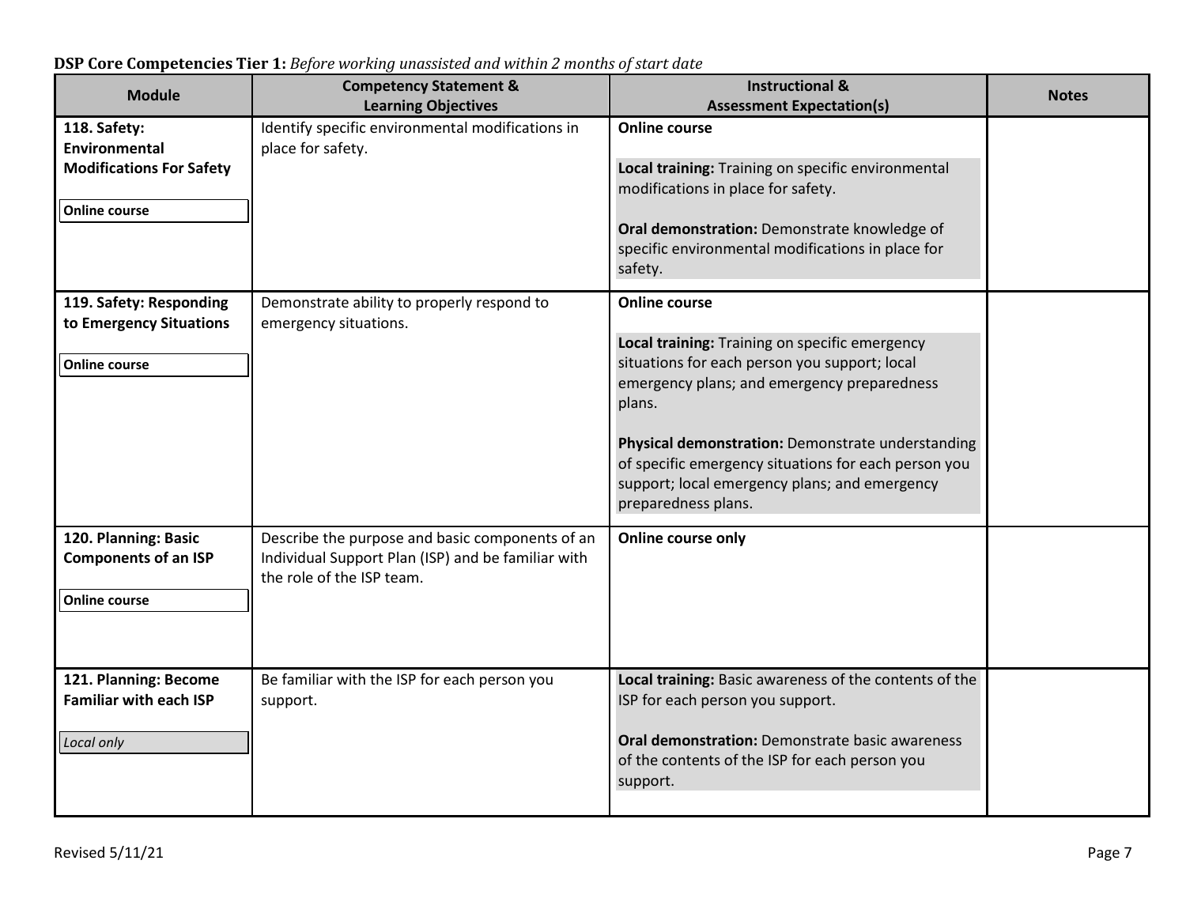**DSP Core Competencies Tier 1:** *Before working unassisted and within 2 months of start date*

| Module | Competency Statement & Learning Objectives | Instructional & Assessment Expectation(s) | Notes |
|---|---|---|---|
| **118. Safety: Environmental Modifications For Safety**<br><br>**Online course** | Identify specific environmental modifications in place for safety. | **Online course**<br><br>**Local training:** Training on specific environmental modifications in place for safety.<br><br>**Oral demonstration:** Demonstrate knowledge of specific environmental modifications in place for safety. | |
| **119. Safety: Responding to Emergency Situations**<br><br>**Online course** | Demonstrate ability to properly respond to emergency situations. | **Online course**<br><br>**Local training:** Training on specific emergency situations for each person you support; local emergency plans; and emergency preparedness plans.<br><br>**Physical demonstration:** Demonstrate understanding of specific emergency situations for each person you support; local emergency plans; and emergency preparedness plans. | |
| **120. Planning: Basic Components of an ISP**<br><br>**Online course** | Describe the purpose and basic components of an Individual Support Plan (ISP) and be familiar with the role of the ISP team. | **Online course only** | |
| **121. Planning: Become Familiar with each ISP**<br><br>*Local only* | Be familiar with the ISP for each person you support. | **Local training:** Basic awareness of the contents of the ISP for each person you support.<br><br>**Oral demonstration:** Demonstrate basic awareness of the contents of the ISP for each person you support. | |

Revised 5/11/21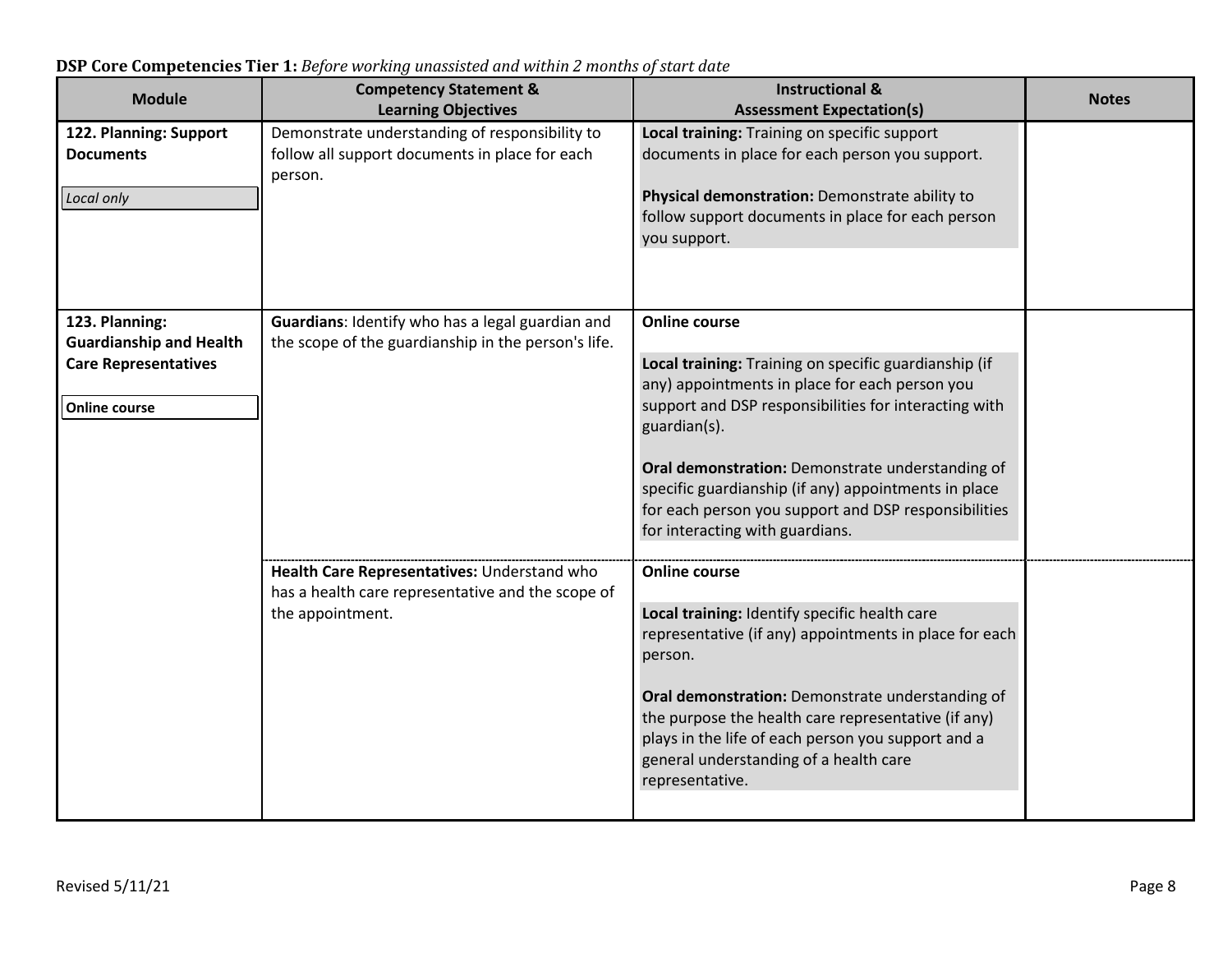**DSP Core Competencies Tier 1:** *Before working unassisted and within 2 months of start date*

| Module | Competency Statement & Learning Objectives | Instructional & Assessment Expectation(s) | Notes |
|---|---|---|---|
| **122. Planning: Support Documents**<br><br>*Local only* | Demonstrate understanding of responsibility to follow all support documents in place for each person. | **Local training:** Training on specific support documents in place for each person you support.<br><br>**Physical demonstration:** Demonstrate ability to follow support documents in place for each person you support. | |
| **123. Planning: Guardianship and Health Care Representatives**<br><br>**Online course** | **Guardians**: Identify who has a legal guardian and the scope of the guardianship in the person's life. | **Online course**<br><br>**Local training:** Training on specific guardianship (if any) appointments in place for each person you support and DSP responsibilities for interacting with guardian(s).<br><br>**Oral demonstration:** Demonstrate understanding of specific guardianship (if any) appointments in place for each person you support and DSP responsibilities for interacting with guardians. | |
| | **Health Care Representatives:** Understand who has a health care representative and the scope of the appointment. | **Online course**<br><br>**Local training:** Identify specific health care representative (if any) appointments in place for each person.<br><br>**Oral demonstration:** Demonstrate understanding of the purpose the health care representative (if any) plays in the life of each person you support and a general understanding of a health care representative. | |

Revised 5/11/21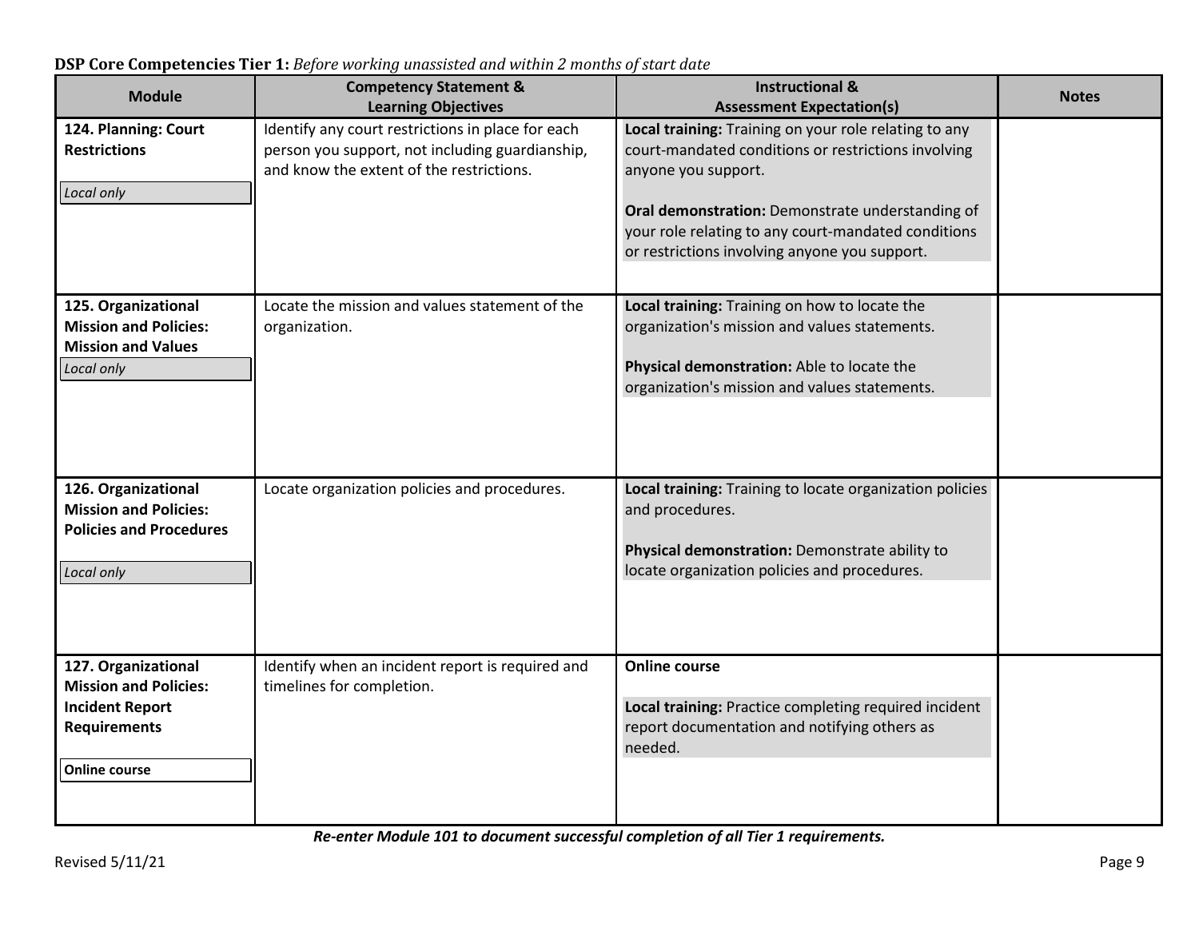**DSP Core Competencies Tier 1:** *Before working unassisted and within 2 months of start date*

| Module | Competency Statement & Learning Objectives | Instructional & Assessment Expectation(s) | Notes |
|---|---|---|---|
| **124. Planning: Court Restrictions**<br><br>*Local only* | Identify any court restrictions in place for each person you support, not including guardianship, and know the extent of the restrictions. | **Local training:** Training on your role relating to any court-mandated conditions or restrictions involving anyone you support.<br><br>**Oral demonstration:** Demonstrate understanding of your role relating to any court-mandated conditions or restrictions involving anyone you support. | |
| **125. Organizational Mission and Policies: Mission and Values**<br><br>*Local only* | Locate the mission and values statement of the organization. | **Local training:** Training on how to locate the organization's mission and values statements.<br><br>**Physical demonstration:** Able to locate the organization's mission and values statements. | |
| **126. Organizational Mission and Policies: Policies and Procedures**<br><br>*Local only* | Locate organization policies and procedures. | **Local training:** Training to locate organization policies and procedures.<br><br>**Physical demonstration:** Demonstrate ability to locate organization policies and procedures. | |
| **127. Organizational Mission and Policies: Incident Report Requirements**<br><br>**Online course** | Identify when an incident report is required and timelines for completion. | **Online course**<br><br>**Local training:** Practice completing required incident report documentation and notifying others as needed. | |

***Re-enter Module 101 to document successful completion of all Tier 1 requirements.***

Revised 5/11/21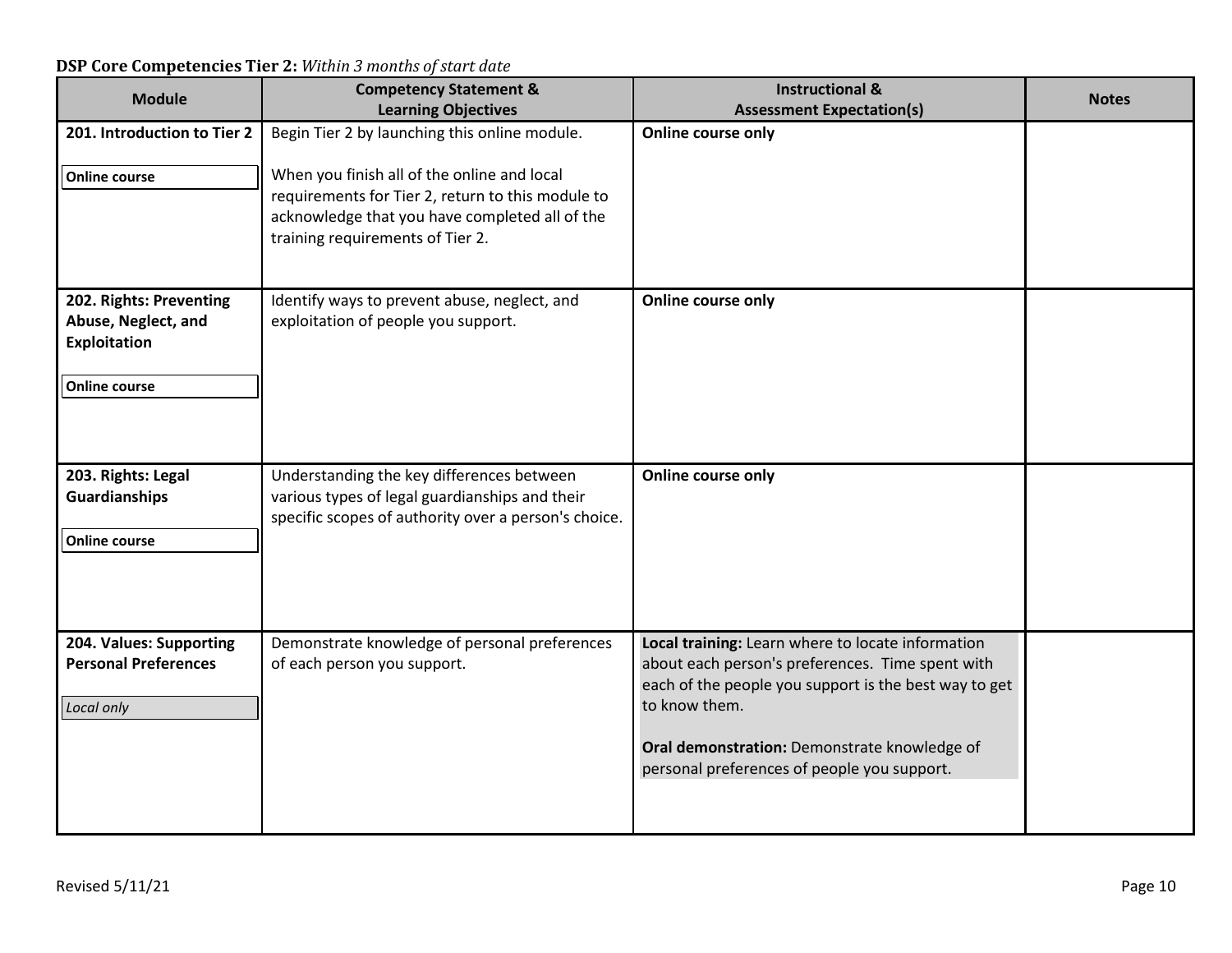**DSP Core Competencies Tier 2:** *Within 3 months of start date*

| Module | Competency Statement & Learning Objectives | Instructional & Assessment Expectation(s) | Notes |
|---|---|---|---|
| **201. Introduction to Tier 2**<br><br>**Online course** | Begin Tier 2 by launching this online module.<br><br>When you finish all of the online and local requirements for Tier 2, return to this module to acknowledge that you have completed all of the training requirements of Tier 2. | **Online course only** | |
| **202. Rights: Preventing Abuse, Neglect, and Exploitation**<br><br>**Online course** | Identify ways to prevent abuse, neglect, and exploitation of people you support. | **Online course only** | |
| **203. Rights: Legal Guardianships**<br><br>**Online course** | Understanding the key differences between various types of legal guardianships and their specific scopes of authority over a person's choice. | **Online course only** | |
| **204. Values: Supporting Personal Preferences**<br><br>*Local only* | Demonstrate knowledge of personal preferences of each person you support. | **Local training:** Learn where to locate information about each person's preferences. Time spent with each of the people you support is the best way to get to know them.<br><br>**Oral demonstration:** Demonstrate knowledge of personal preferences of people you support. | |

Revised 5/11/21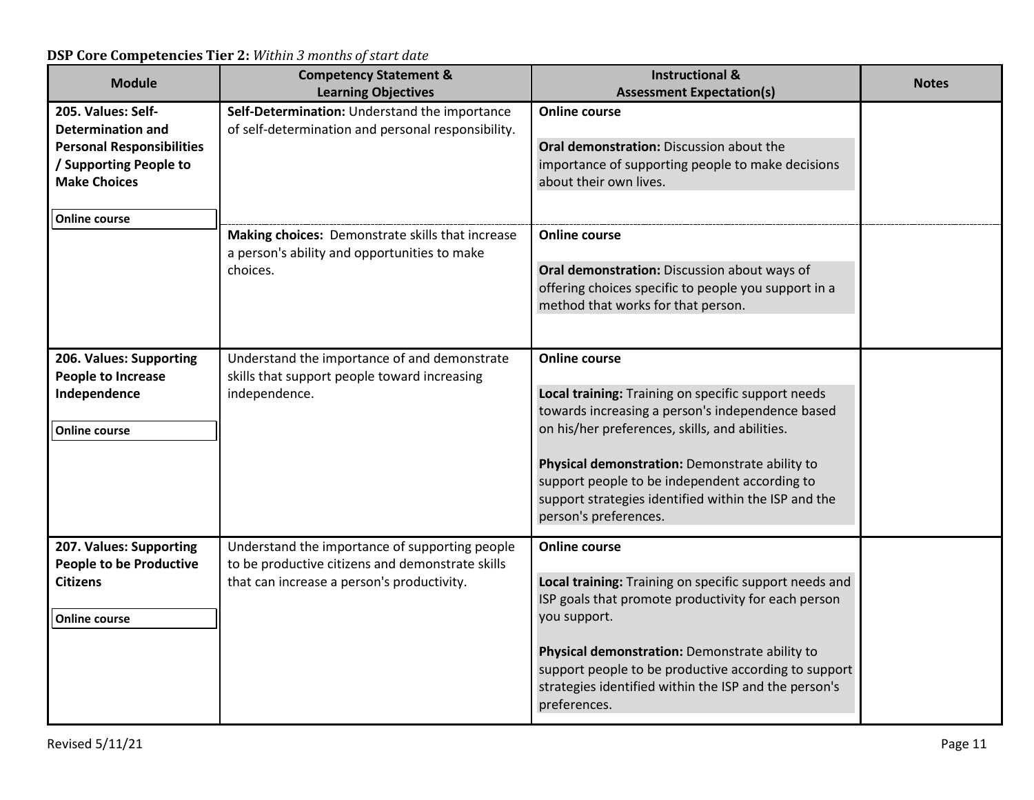**DSP Core Competencies Tier 2:** *Within 3 months of start date*

| Module | Competency Statement & Learning Objectives | Instructional & Assessment Expectation(s) | Notes |
|---|---|---|---|
| **205. Values: Self-Determination and Personal Responsibilities / Supporting People to Make Choices**<br><br>**Online course** | **Self-Determination:** Understand the importance of self-determination and personal responsibility. | **Online course**<br><br>**Oral demonstration:** Discussion about the importance of supporting people to make decisions about their own lives. | |
| | **Making choices:** Demonstrate skills that increase a person's ability and opportunities to make choices. | **Online course**<br><br>**Oral demonstration:** Discussion about ways of offering choices specific to people you support in a method that works for that person. | |
| **206. Values: Supporting People to Increase Independence**<br><br>**Online course** | Understand the importance of and demonstrate skills that support people toward increasing independence. | **Online course**<br><br>**Local training:** Training on specific support needs towards increasing a person's independence based on his/her preferences, skills, and abilities.<br><br>**Physical demonstration:** Demonstrate ability to support people to be independent according to support strategies identified within the ISP and the person's preferences. | |
| **207. Values: Supporting People to be Productive Citizens**<br><br>**Online course** | Understand the importance of supporting people to be productive citizens and demonstrate skills that can increase a person's productivity. | **Online course**<br><br>**Local training:** Training on specific support needs and ISP goals that promote productivity for each person you support.<br><br>**Physical demonstration:** Demonstrate ability to support people to be productive according to support strategies identified within the ISP and the person's preferences. | |

Revised 5/11/21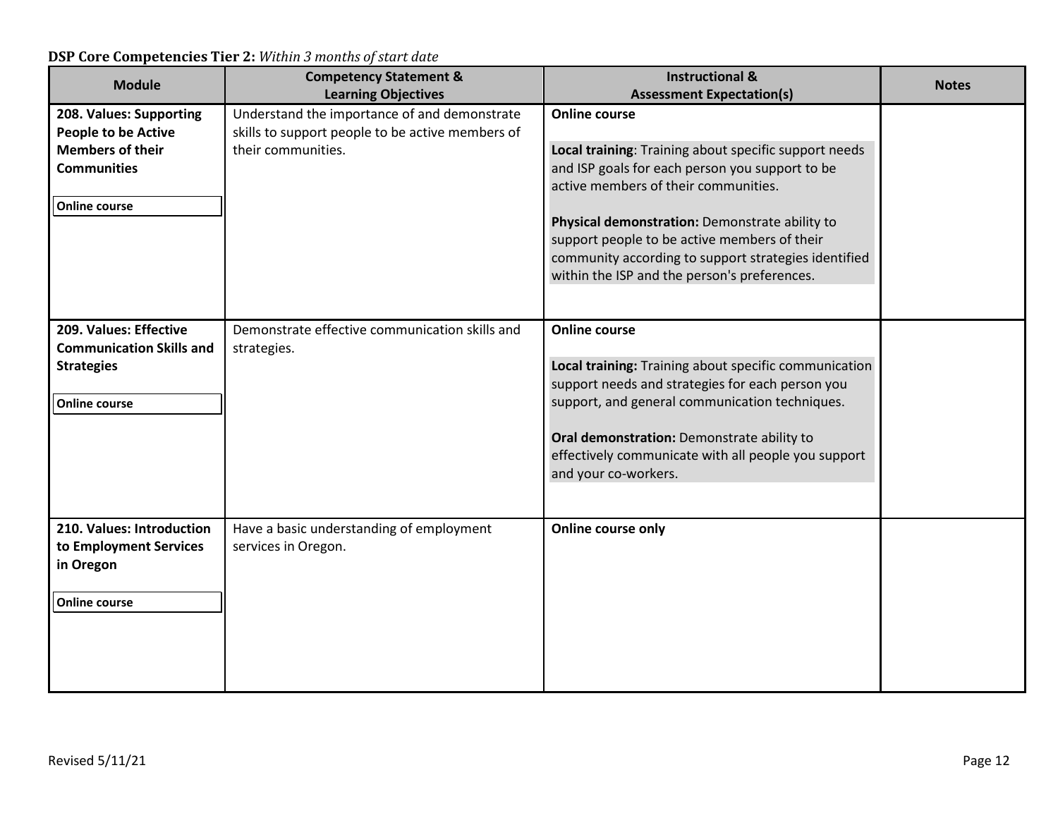**DSP Core Competencies Tier 2:** *Within 3 months of start date*

| Module | Competency Statement & Learning Objectives | Instructional & Assessment Expectation(s) | Notes |
|---|---|---|---|
| **208. Values: Supporting People to be Active Members of their Communities**<br><br>**Online course** | Understand the importance of and demonstrate skills to support people to be active members of their communities. | **Online course**<br><br>**Local training**: Training about specific support needs and ISP goals for each person you support to be active members of their communities.<br><br>**Physical demonstration:** Demonstrate ability to support people to be active members of their community according to support strategies identified within the ISP and the person's preferences. | |
| **209. Values: Effective Communication Skills and Strategies**<br><br>**Online course** | Demonstrate effective communication skills and strategies. | **Online course**<br><br>**Local training:** Training about specific communication support needs and strategies for each person you support, and general communication techniques.<br><br>**Oral demonstration:** Demonstrate ability to effectively communicate with all people you support and your co-workers. | |
| **210. Values: Introduction to Employment Services in Oregon**<br><br>**Online course** | Have a basic understanding of employment services in Oregon. | **Online course only** | |

Revised 5/11/21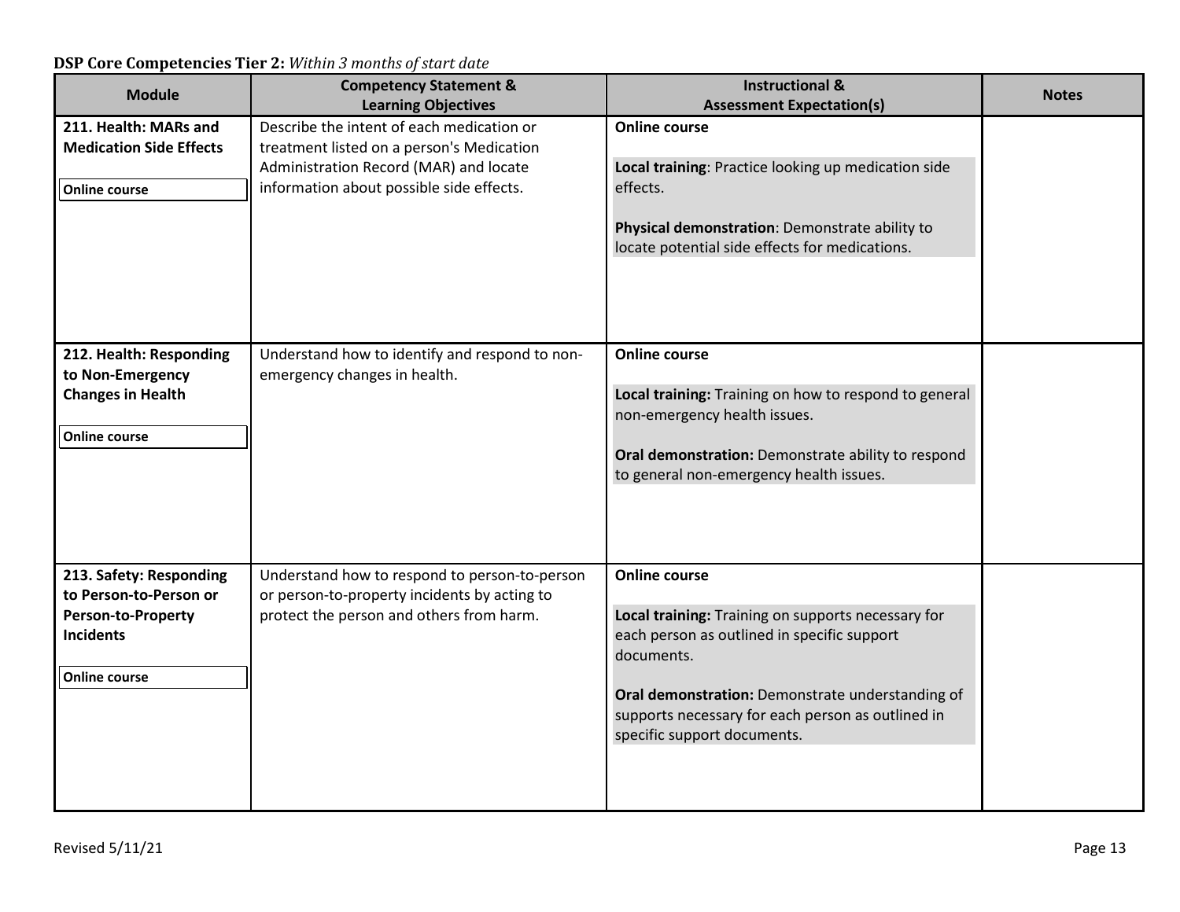**DSP Core Competencies Tier 2:** *Within 3 months of start date*

| Module | Competency Statement & Learning Objectives | Instructional & Assessment Expectation(s) | Notes |
|---|---|---|---|
| **211. Health: MARs and Medication Side Effects**<br><br>**Online course** | Describe the intent of each medication or treatment listed on a person's Medication Administration Record (MAR) and locate information about possible side effects. | **Online course**<br><br>**Local training**: Practice looking up medication side effects.<br><br>**Physical demonstration**: Demonstrate ability to locate potential side effects for medications. | |
| **212. Health: Responding to Non-Emergency Changes in Health**<br><br>**Online course** | Understand how to identify and respond to non-emergency changes in health. | **Online course**<br><br>**Local training:** Training on how to respond to general non-emergency health issues.<br><br>**Oral demonstration:** Demonstrate ability to respond to general non-emergency health issues. | |
| **213. Safety: Responding to Person-to-Person or Person-to-Property Incidents**<br><br>**Online course** | Understand how to respond to person-to-person or person-to-property incidents by acting to protect the person and others from harm. | **Online course**<br><br>**Local training:** Training on supports necessary for each person as outlined in specific support documents.<br><br>**Oral demonstration:** Demonstrate understanding of supports necessary for each person as outlined in specific support documents. | |

Revised 5/11/21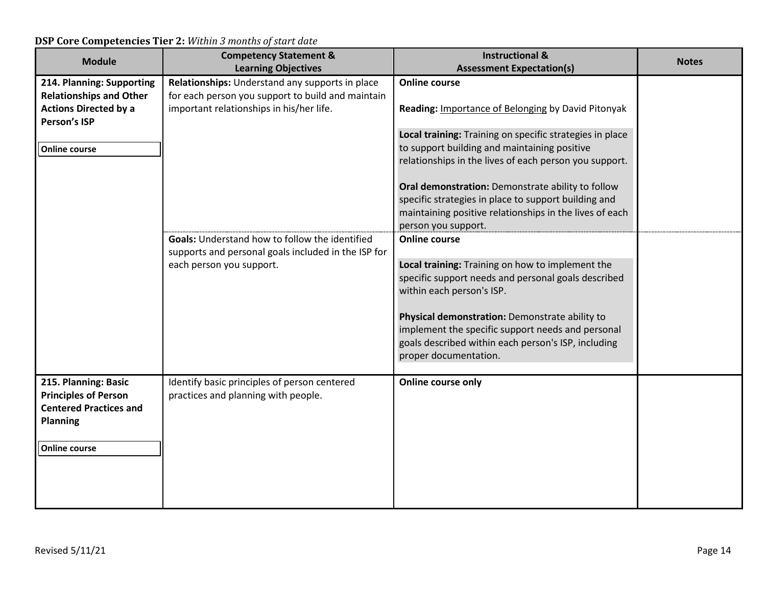**DSP Core Competencies Tier 2:** *Within 3 months of start date*

| Module | Competency Statement & Learning Objectives | Instructional & Assessment Expectation(s) | Notes |
|---|---|---|---|
| **214. Planning: Supporting Relationships and Other Actions Directed by a Person's ISP**<br><br>**Online course** | **Relationships:** Understand any supports in place for each person you support to build and maintain important relationships in his/her life. | **Online course**<br><br>**Reading:** Importance of Belonging by David Pitonyak<br><br>**Local training:** Training on specific strategies in place to support building and maintaining positive relationships in the lives of each person you support.<br><br>**Oral demonstration:** Demonstrate ability to follow specific strategies in place to support building and maintaining positive relationships in the lives of each person you support. | |
| | **Goals:** Understand how to follow the identified supports and personal goals included in the ISP for each person you support. | **Online course**<br><br>**Local training:** Training on how to implement the specific support needs and personal goals described within each person's ISP.<br><br>**Physical demonstration:** Demonstrate ability to implement the specific support needs and personal goals described within each person's ISP, including proper documentation. | |
| **215. Planning: Basic Principles of Person Centered Practices and Planning**<br><br>**Online course** | Identify basic principles of person centered practices and planning with people. | **Online course only** | |

Revised 5/11/21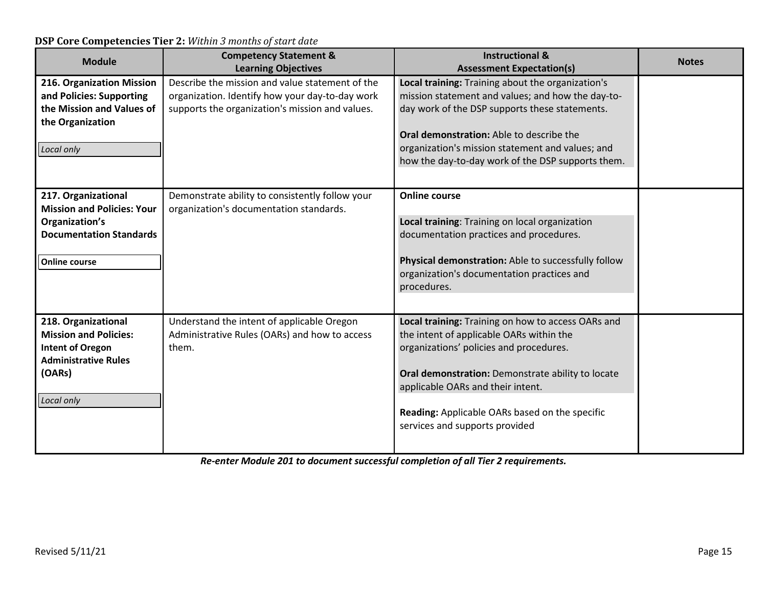**DSP Core Competencies Tier 2:** *Within 3 months of start date*

| Module | Competency Statement & Learning Objectives | Instructional & Assessment Expectation(s) | Notes |
|---|---|---|---|
| **216. Organization Mission and Policies: Supporting the Mission and Values of the Organization**<br><br>*Local only* | Describe the mission and value statement of the organization. Identify how your day-to-day work supports the organization's mission and values. | **Local training:** Training about the organization's mission statement and values; and how the day-to-day work of the DSP supports these statements.<br><br>**Oral demonstration:** Able to describe the organization's mission statement and values; and how the day-to-day work of the DSP supports them. | |
| **217. Organizational Mission and Policies: Your Organization's Documentation Standards**<br><br>**Online course** | Demonstrate ability to consistently follow your organization's documentation standards. | **Online course**<br><br>**Local training**: Training on local organization documentation practices and procedures.<br><br>**Physical demonstration:** Able to successfully follow organization's documentation practices and procedures. | |
| **218. Organizational Mission and Policies: Intent of Oregon Administrative Rules (OARs)**<br><br>*Local only* | Understand the intent of applicable Oregon Administrative Rules (OARs) and how to access them. | **Local training:** Training on how to access OARs and the intent of applicable OARs within the organizations' policies and procedures.<br><br>**Oral demonstration:** Demonstrate ability to locate applicable OARs and their intent.<br><br>**Reading:** Applicable OARs based on the specific services and supports provided | |

***Re-enter Module 201 to document successful completion of all Tier 2 requirements.***

Revised 5/11/21